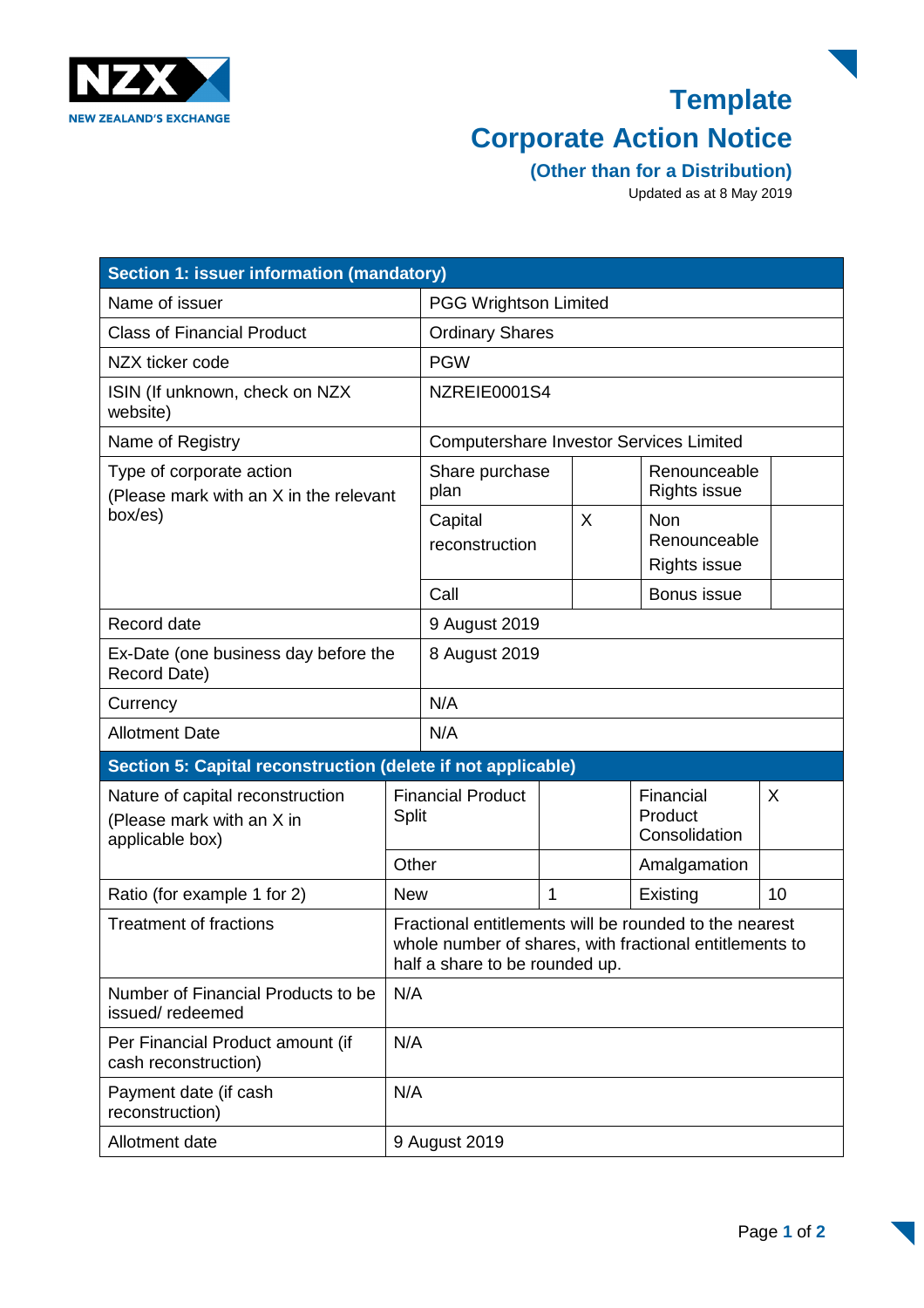# Template

# Corporate Action Notice

### (Other than for a Distribution)

Updated as at 8 May 2019

| Section 1: issuer information (mandatory) | | | | |
|---|---|---|---|---|
| Name of issuer | PGG Wrightson Limited | | | |
| Class of Financial Product | Ordinary Shares | | | |
| NZX ticker code | PGW | | | |
| ISIN (If unknown, check on NZX website) | NZREIE0001S4 | | | |
| Name of Registry | Computershare Investor Services Limited | | | |
| Type of corporate action (Please mark with an X in the relevant box/es) | Share purchase plan | | Renounceable Rights issue | |
| | Capital reconstruction | X | Non Renounceable Rights issue | |
| | Call | | Bonus issue | |
| Record date | 9 August 2019 | | | |
| Ex-Date (one business day before the Record Date) | 8 August 2019 | | | |
| Currency | N/A | | | |
| Allotment Date | N/A | | | |

| Section 5: Capital reconstruction (delete if not applicable) | | | | |
|---|---|---|---|---|
| Nature of capital reconstruction (Please mark with an X in applicable box) | Financial Product Split | | Financial Product Consolidation | X |
| | Other | | Amalgamation | |
| Ratio (for example 1 for 2) | New | 1 | Existing | 10 |
| Treatment of fractions | Fractional entitlements will be rounded to the nearest whole number of shares, with fractional entitlements to half a share to be rounded up. | | | |
| Number of Financial Products to be issued/ redeemed | N/A | | | |
| Per Financial Product amount (if cash reconstruction) | N/A | | | |
| Payment date (if cash reconstruction) | N/A | | | |
| Allotment date | 9 August 2019 | | | |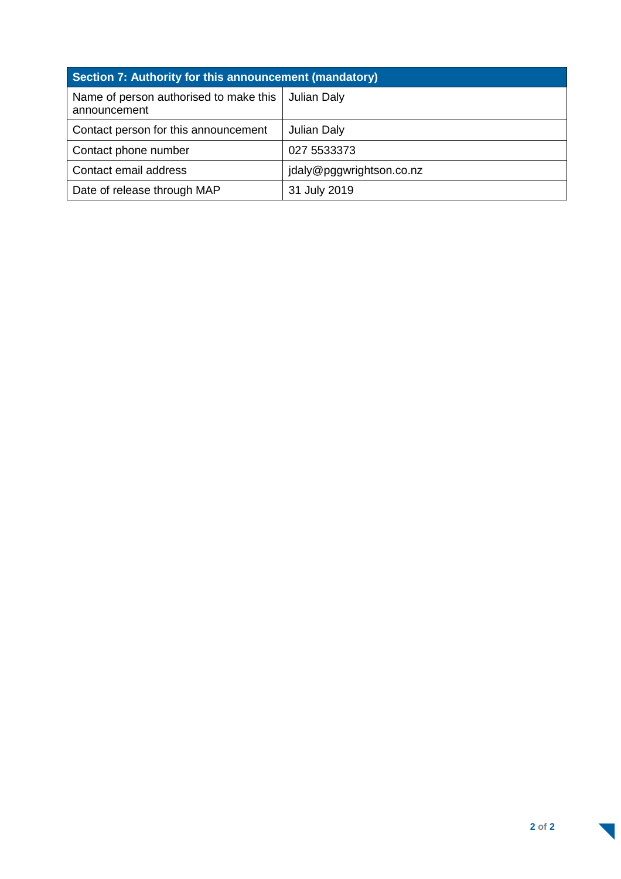| Section 7: Authority for this announcement (mandatory) | |
| --- | --- |
| Name of person authorised to make this announcement | Julian Daly |
| Contact person for this announcement | Julian Daly |
| Contact phone number | 027 5533373 |
| Contact email address | jdaly@pggwrightson.co.nz |
| Date of release through MAP | 31 July 2019 |